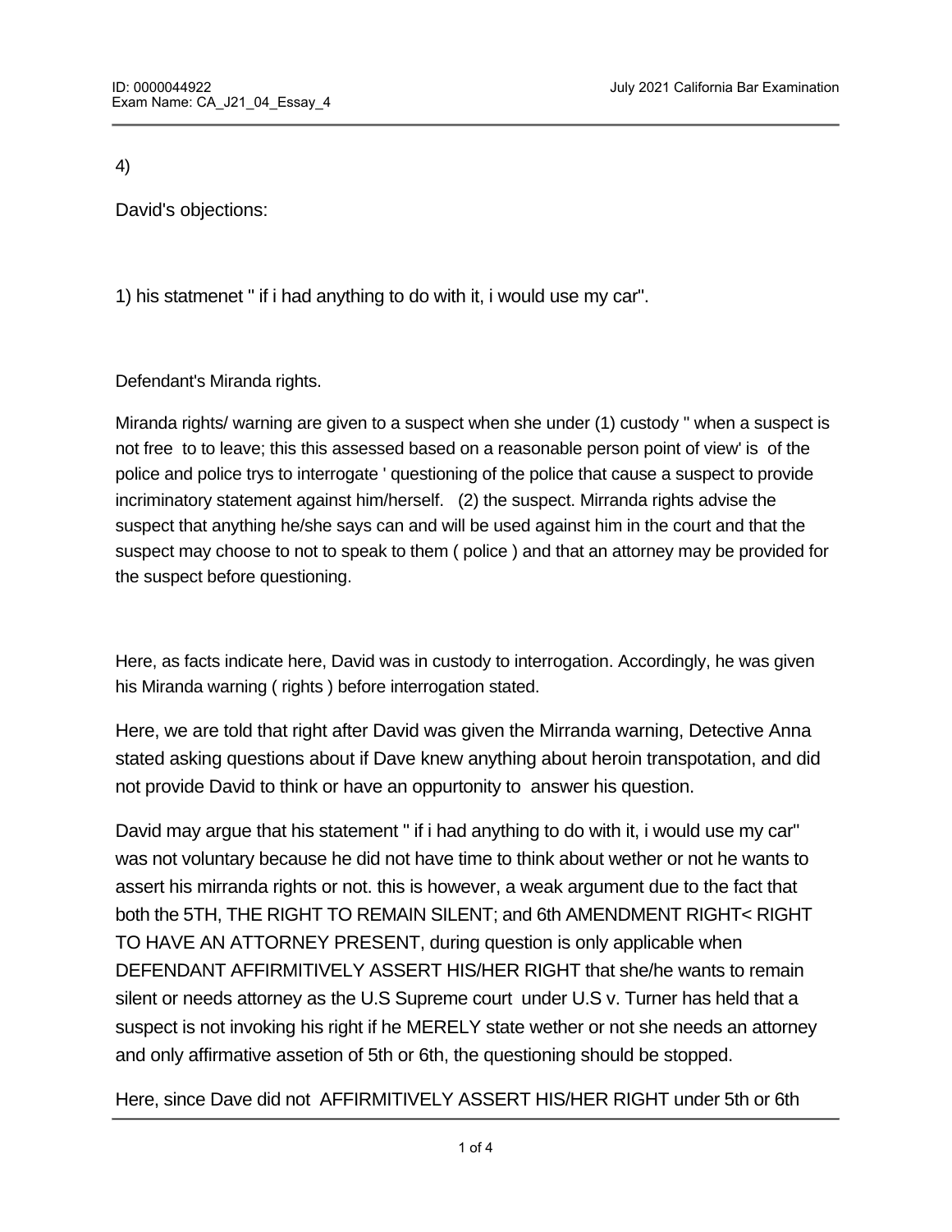4)

David's objections:

1) his statmenet " if i had anything to do with it, i would use my car".

Defendant's Miranda rights.

Miranda rights/ warning are given to a suspect when she under (1) custody " when a suspect is not free to to leave; this this assessed based on a reasonable person point of view' is of the police and police trys to interrogate ' questioning of the police that cause a suspect to provide incriminatory statement against him/herself. (2) the suspect. Mirranda rights advise the suspect that anything he/she says can and will be used against him in the court and that the suspect may choose to not to speak to them ( police ) and that an attorney may be provided for the suspect before questioning.

Here, as facts indicate here, David was in custody to interrogation. Accordingly, he was given his Miranda warning ( rights ) before interrogation stated.

Here, we are told that right after David was given the Mirranda warning, Detective Anna stated asking questions about if Dave knew anything about heroin transpotation, and did not provide David to think or have an oppurtonity to answer his question.

David may argue that his statement " if i had anything to do with it, i would use my car" was not voluntary because he did not have time to think about wether or not he wants to assert his mirranda rights or not. this is however, a weak argument due to the fact that both the 5TH, THE RIGHT TO REMAIN SILENT; and 6th AMENDMENT RIGHT< RIGHT TO HAVE AN ATTORNEY PRESENT, during question is only applicable when DEFENDANT AFFIRMITIVELY ASSERT HIS/HER RIGHT that she/he wants to remain silent or needs attorney as the U.S Supreme court under U.S v. Turner has held that a suspect is not invoking his right if he MERELY state wether or not she needs an attorney and only affirmative assetion of 5th or 6th, the questioning should be stopped.

Here, since Dave did not AFFIRMITIVELY ASSERT HIS/HER RIGHT under 5th or 6th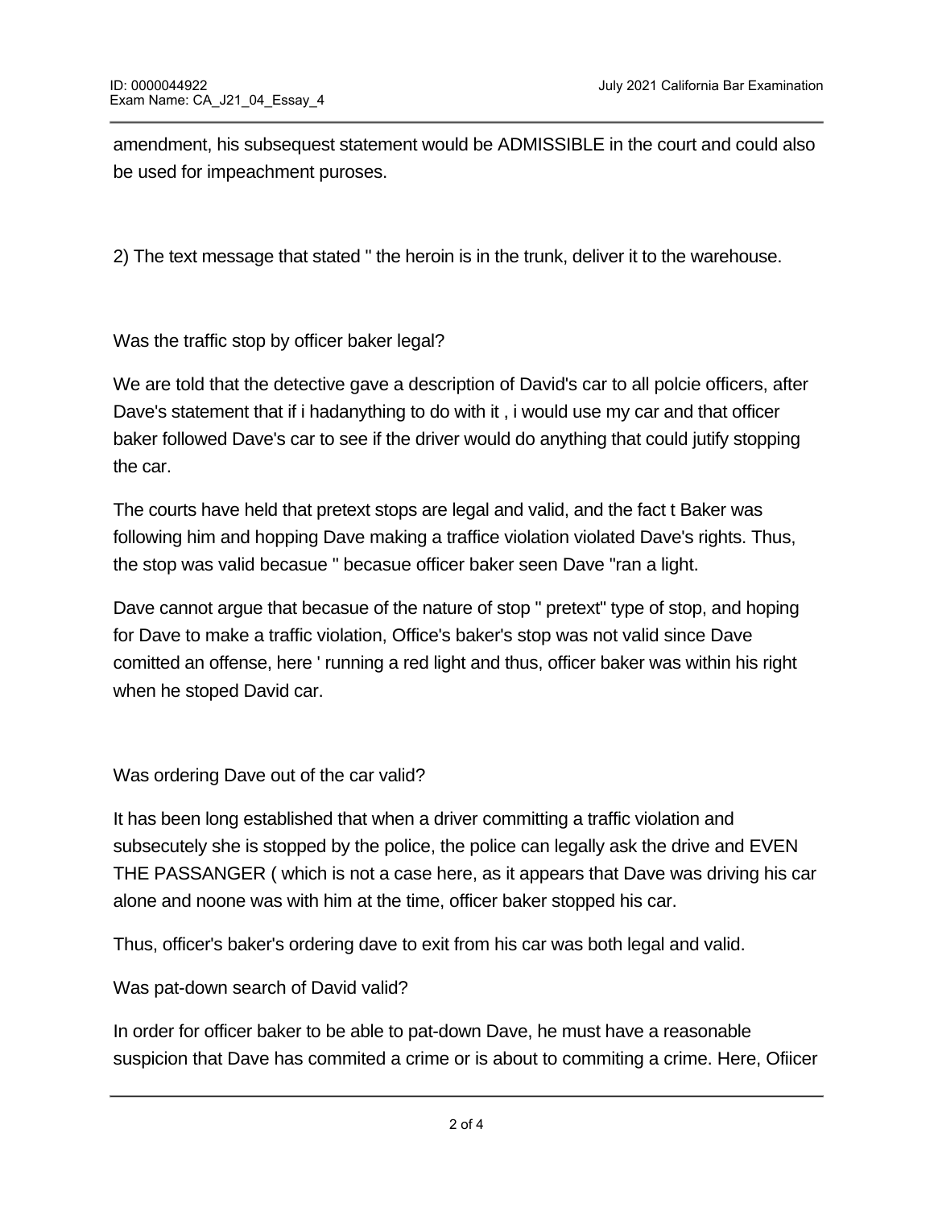amendment, his subsequest statement would be ADMISSIBLE in the court and could also be used for impeachment puroses.

2) The text message that stated " the heroin is in the trunk, deliver it to the warehouse.

Was the traffic stop by officer baker legal?

We are told that the detective gave a description of David's car to all polcie officers, after Dave's statement that if i hadanything to do with it , i would use my car and that officer baker followed Dave's car to see if the driver would do anything that could jutify stopping the car.

The courts have held that pretext stops are legal and valid, and the fact t Baker was following him and hopping Dave making a traffice violation violated Dave's rights. Thus, the stop was valid becasue " becasue officer baker seen Dave "ran a light.

Dave cannot argue that becasue of the nature of stop " pretext" type of stop, and hoping for Dave to make a traffic violation, Office's baker's stop was not valid since Dave comitted an offense, here ' running a red light and thus, officer baker was within his right when he stoped David car.

Was ordering Dave out of the car valid?

It has been long established that when a driver committing a traffic violation and subsecutely she is stopped by the police, the police can legally ask the drive and EVEN THE PASSANGER ( which is not a case here, as it appears that Dave was driving his car alone and noone was with him at the time, officer baker stopped his car.

Thus, officer's baker's ordering dave to exit from his car was both legal and valid.

Was pat-down search of David valid?

In order for officer baker to be able to pat-down Dave, he must have a reasonable suspicion that Dave has commited a crime or is about to commiting a crime. Here, Ofiicer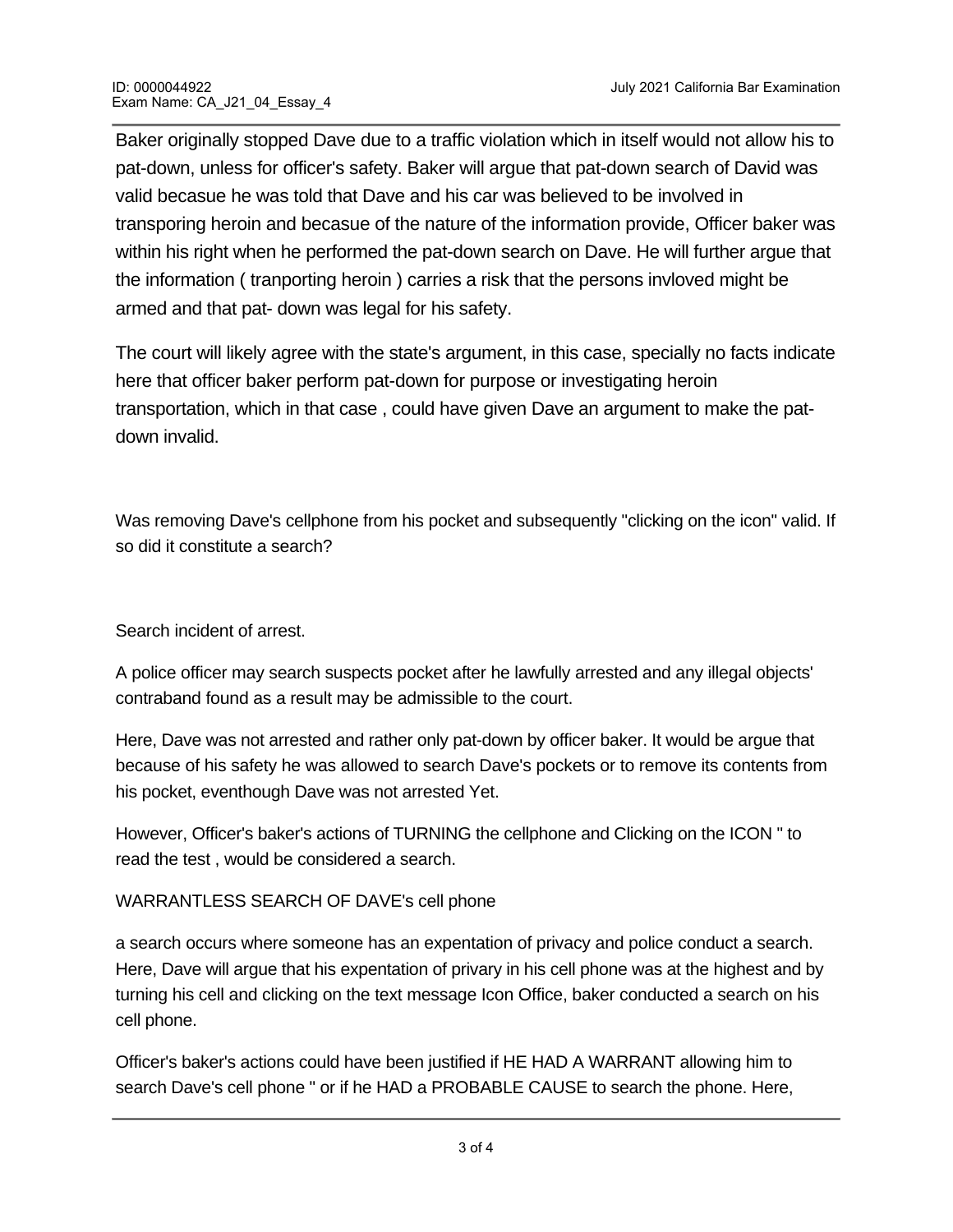Baker originally stopped Dave due to a traffic violation which in itself would not allow his to pat-down, unless for officer's safety. Baker will argue that pat-down search of David was valid becasue he was told that Dave and his car was believed to be involved in transporing heroin and becasue of the nature of the information provide, Officer baker was within his right when he performed the pat-down search on Dave. He will further argue that the information ( tranporting heroin ) carries a risk that the persons invloved might be armed and that pat- down was legal for his safety.

The court will likely agree with the state's argument, in this case, specially no facts indicate here that officer baker perform pat-down for purpose or investigating heroin transportation, which in that case , could have given Dave an argument to make the pat-down invalid.

Was removing Dave's cellphone from his pocket and subsequently "clicking on the icon" valid. If so did it constitute a search?

Search incident of arrest.

A police officer may search suspects pocket after he lawfully arrested and any illegal objects' contraband found as a result may be admissible to the court.

Here, Dave was not arrested and rather only pat-down by officer baker. It would be argue that because of his safety he was allowed to search Dave's pockets or to remove its contents from his pocket, eventhough Dave was not arrested Yet.

However, Officer's baker's actions of TURNING the cellphone and Clicking on the ICON " to read the test , would be considered a search.

WARRANTLESS SEARCH OF DAVE's cell phone

a search occurs where someone has an expentation of privacy and police conduct a search. Here, Dave will argue that his expentation of privary in his cell phone was at the highest and by turning his cell and clicking on the text message Icon Office, baker conducted a search on his cell phone.

Officer's baker's actions could have been justified if HE HAD A WARRANT allowing him to search Dave's cell phone " or if he HAD a PROBABLE CAUSE to search the phone. Here,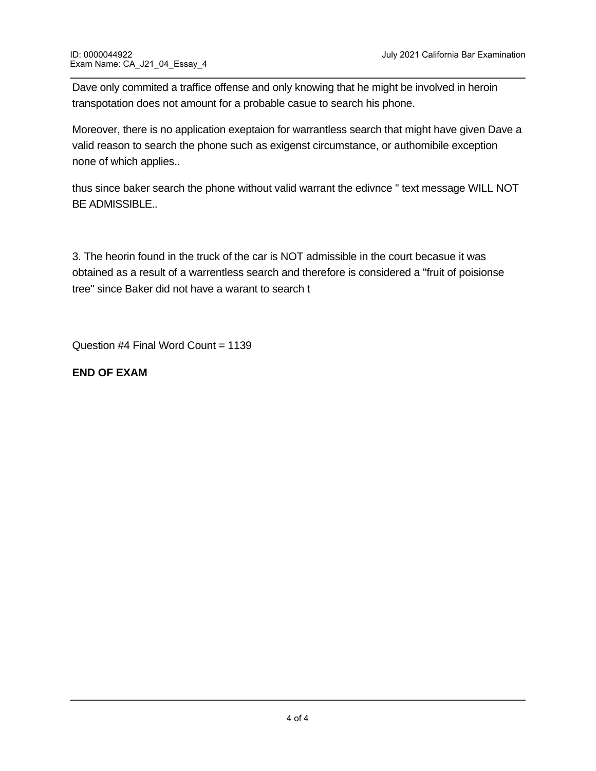Dave only commited a traffice offense and only knowing that he might be involved in heroin transpotation does not amount for a probable casue to search his phone.

Moreover, there is no application exeptaion for warrantless search that might have given Dave a valid reason to search the phone such as exigenst circumstance, or authomibile exception none of which applies..

thus since baker search the phone without valid warrant the edivnce " text message WILL NOT BE ADMISSIBLE..

3. The heorin found in the truck of the car is NOT admissible in the court becasue it was obtained as a result of a warrentless search and therefore is considered a "fruit of poisionse tree" since Baker did not have a warant to search t

Question #4 Final Word Count = 1139

**END OF EXAM**